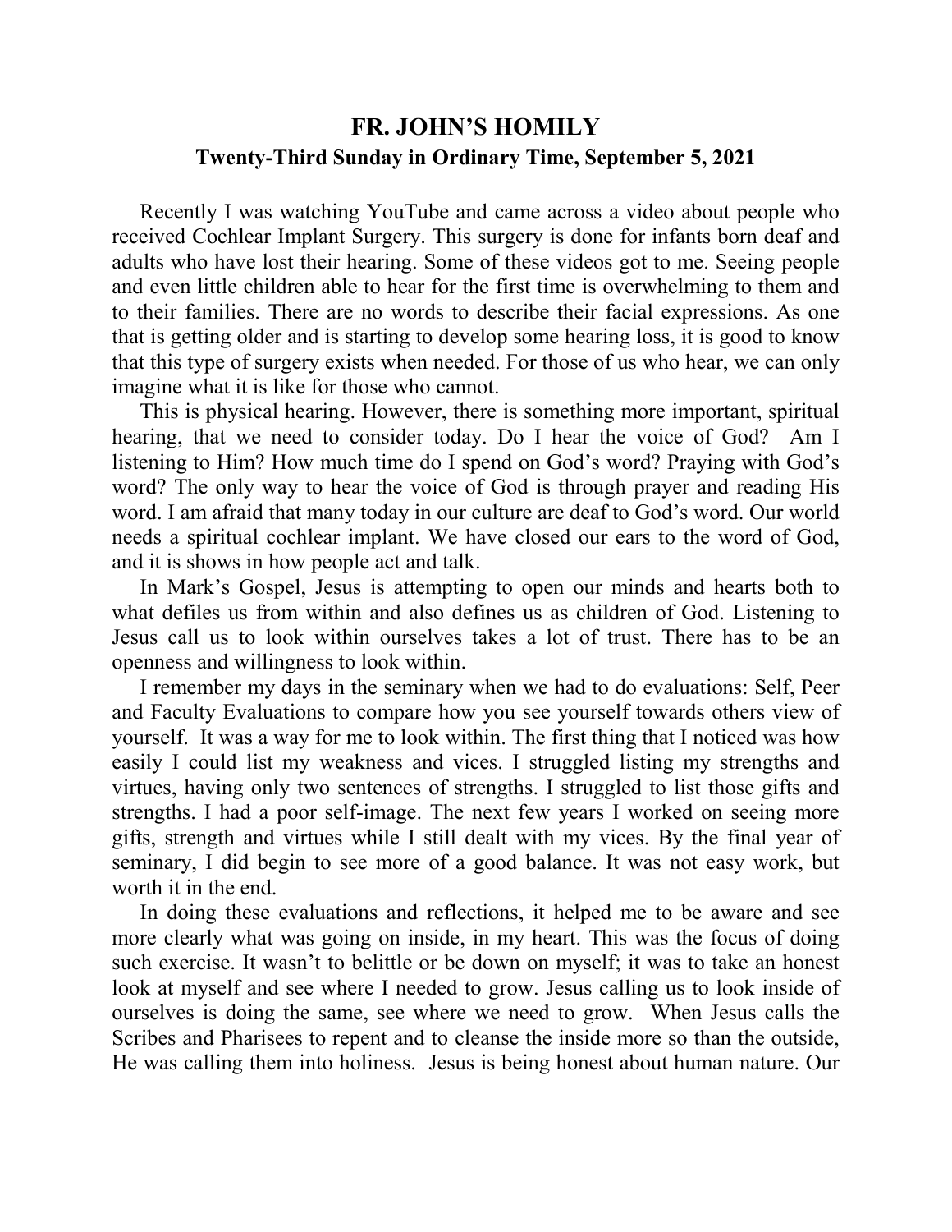# FR. JOHN'S HOMILY

## Twenty-Third Sunday in Ordinary Time, September 5, 2021

Recently I was watching YouTube and came across a video about people who received Cochlear Implant Surgery. This surgery is done for infants born deaf and adults who have lost their hearing. Some of these videos got to me. Seeing people and even little children able to hear for the first time is overwhelming to them and to their families. There are no words to describe their facial expressions. As one that is getting older and is starting to develop some hearing loss, it is good to know that this type of surgery exists when needed. For those of us who hear, we can only imagine what it is like for those who cannot.

This is physical hearing. However, there is something more important, spiritual hearing, that we need to consider today. Do I hear the voice of God? Am I listening to Him? How much time do I spend on God's word? Praying with God's word? The only way to hear the voice of God is through prayer and reading His word. I am afraid that many today in our culture are deaf to God's word. Our world needs a spiritual cochlear implant. We have closed our ears to the word of God, and it is shows in how people act and talk.

In Mark's Gospel, Jesus is attempting to open our minds and hearts both to what defiles us from within and also defines us as children of God. Listening to Jesus call us to look within ourselves takes a lot of trust. There has to be an openness and willingness to look within.

I remember my days in the seminary when we had to do evaluations: Self, Peer and Faculty Evaluations to compare how you see yourself towards others view of yourself. It was a way for me to look within. The first thing that I noticed was how easily I could list my weakness and vices. I struggled listing my strengths and virtues, having only two sentences of strengths. I struggled to list those gifts and strengths. I had a poor self-image. The next few years I worked on seeing more gifts, strength and virtues while I still dealt with my vices. By the final year of seminary, I did begin to see more of a good balance. It was not easy work, but worth it in the end.

In doing these evaluations and reflections, it helped me to be aware and see more clearly what was going on inside, in my heart. This was the focus of doing such exercise. It wasn't to belittle or be down on myself; it was to take an honest look at myself and see where I needed to grow. Jesus calling us to look inside of ourselves is doing the same, see where we need to grow. When Jesus calls the Scribes and Pharisees to repent and to cleanse the inside more so than the outside, He was calling them into holiness. Jesus is being honest about human nature. Our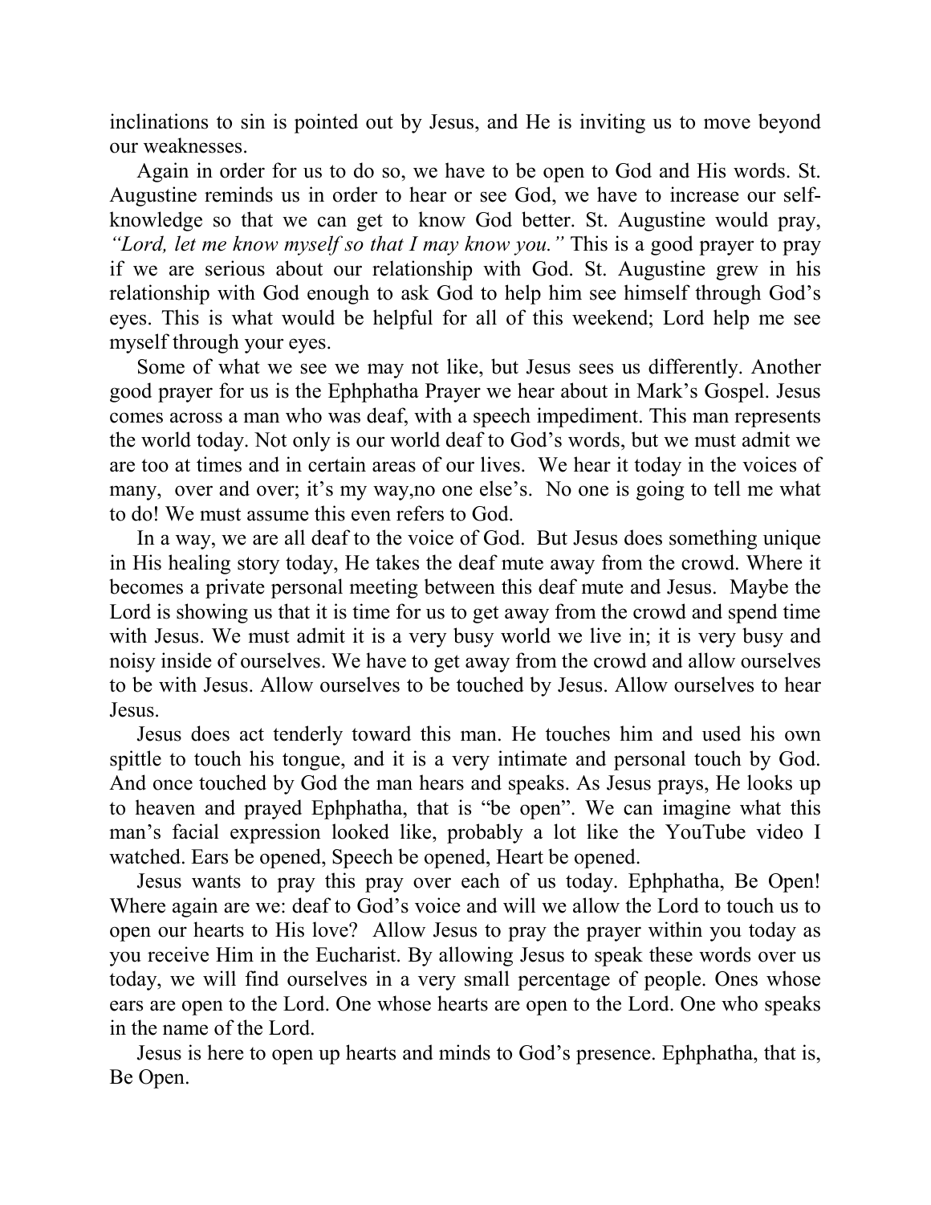inclinations to sin is pointed out by Jesus, and He is inviting us to move beyond our weaknesses.

Again in order for us to do so, we have to be open to God and His words. St. Augustine reminds us in order to hear or see God, we have to increase our self-knowledge so that we can get to know God better. St. Augustine would pray, *"Lord, let me know myself so that I may know you."* This is a good prayer to pray if we are serious about our relationship with God. St. Augustine grew in his relationship with God enough to ask God to help him see himself through God's eyes. This is what would be helpful for all of this weekend; Lord help me see myself through your eyes.

Some of what we see we may not like, but Jesus sees us differently. Another good prayer for us is the Ephphatha Prayer we hear about in Mark's Gospel. Jesus comes across a man who was deaf, with a speech impediment. This man represents the world today. Not only is our world deaf to God's words, but we must admit we are too at times and in certain areas of our lives. We hear it today in the voices of many, over and over; it's my way,no one else's. No one is going to tell me what to do! We must assume this even refers to God.

In a way, we are all deaf to the voice of God. But Jesus does something unique in His healing story today, He takes the deaf mute away from the crowd. Where it becomes a private personal meeting between this deaf mute and Jesus. Maybe the Lord is showing us that it is time for us to get away from the crowd and spend time with Jesus. We must admit it is a very busy world we live in; it is very busy and noisy inside of ourselves. We have to get away from the crowd and allow ourselves to be with Jesus. Allow ourselves to be touched by Jesus. Allow ourselves to hear Jesus.

Jesus does act tenderly toward this man. He touches him and used his own spittle to touch his tongue, and it is a very intimate and personal touch by God. And once touched by God the man hears and speaks. As Jesus prays, He looks up to heaven and prayed Ephphatha, that is "be open". We can imagine what this man's facial expression looked like, probably a lot like the YouTube video I watched. Ears be opened, Speech be opened, Heart be opened.

Jesus wants to pray this pray over each of us today. Ephphatha, Be Open! Where again are we: deaf to God's voice and will we allow the Lord to touch us to open our hearts to His love? Allow Jesus to pray the prayer within you today as you receive Him in the Eucharist. By allowing Jesus to speak these words over us today, we will find ourselves in a very small percentage of people. Ones whose ears are open to the Lord. One whose hearts are open to the Lord. One who speaks in the name of the Lord.

Jesus is here to open up hearts and minds to God's presence. Ephphatha, that is, Be Open.